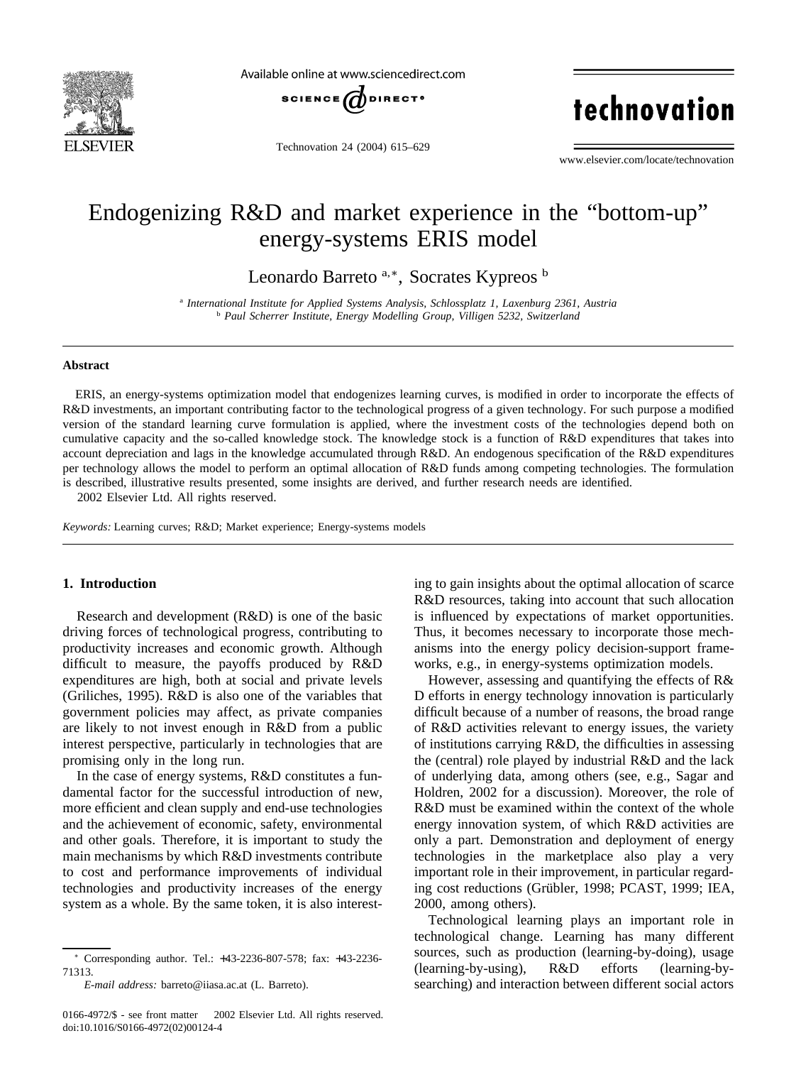# Endogenizing R&D and market experience in the "bottom-up" energy-systems ERIS model

Leonardo Barreto [a,*], Socrates Kypreos [b]

[a] *International Institute for Applied Systems Analysis, Schlossplatz 1, Laxenburg 2361, Austria*

[b] *Paul Scherrer Institute, Energy Modelling Group, Villigen 5232, Switzerland*

## Abstract

ERIS, an energy-systems optimization model that endogenizes learning curves, is modified in order to incorporate the effects of R&D investments, an important contributing factor to the technological progress of a given technology. For such purpose a modified version of the standard learning curve formulation is applied, where the investment costs of the technologies depend both on cumulative capacity and the so-called knowledge stock. The knowledge stock is a function of R&D expenditures that takes into account depreciation and lags in the knowledge accumulated through R&D. An endogenous specification of the R&D expenditures per technology allows the model to perform an optimal allocation of R&D funds among competing technologies. The formulation is described, illustrative results presented, some insights are derived, and further research needs are identified.

2002 Elsevier Ltd. All rights reserved.

*Keywords:* Learning curves; R&D; Market experience; Energy-systems models

## 1. Introduction

Research and development (R&D) is one of the basic driving forces of technological progress, contributing to productivity increases and economic growth. Although difficult to measure, the payoffs produced by R&D expenditures are high, both at social and private levels (Griliches, 1995). R&D is also one of the variables that government policies may affect, as private companies are likely to not invest enough in R&D from a public interest perspective, particularly in technologies that are promising only in the long run.

In the case of energy systems, R&D constitutes a fundamental factor for the successful introduction of new, more efficient and clean supply and end-use technologies and the achievement of economic, safety, environmental and other goals. Therefore, it is important to study the main mechanisms by which R&D investments contribute to cost and performance improvements of individual technologies and productivity increases of the energy system as a whole. By the same token, it is also interesting to gain insights about the optimal allocation of scarce R&D resources, taking into account that such allocation is influenced by expectations of market opportunities. Thus, it becomes necessary to incorporate those mechanisms into the energy policy decision-support frameworks, e.g., in energy-systems optimization models.

However, assessing and quantifying the effects of R&D efforts in energy technology innovation is particularly difficult because of a number of reasons, the broad range of R&D activities relevant to energy issues, the variety of institutions carrying R&D, the difficulties in assessing the (central) role played by industrial R&D and the lack of underlying data, among others (see, e.g., Sagar and Holdren, 2002 for a discussion). Moreover, the role of R&D must be examined within the context of the whole energy innovation system, of which R&D activities are only a part. Demonstration and deployment of energy technologies in the marketplace also play a very important role in their improvement, in particular regarding cost reductions (Grübler, 1998; PCAST, 1999; IEA, 2000, among others).

Technological learning plays an important role in technological change. Learning has many different sources, such as production (learning-by-doing), usage (learning-by-using), R&D efforts (learning-by-searching) and interaction between different social actors

* Corresponding author. Tel.: +43-2236-807-578; fax: +43-2236-71313.

*E-mail address:* barreto@iiasa.ac.at (L. Barreto).

0166-4972/$ - see front matter 2002 Elsevier Ltd. All rights reserved.
doi:10.1016/S0166-4972(02)00124-4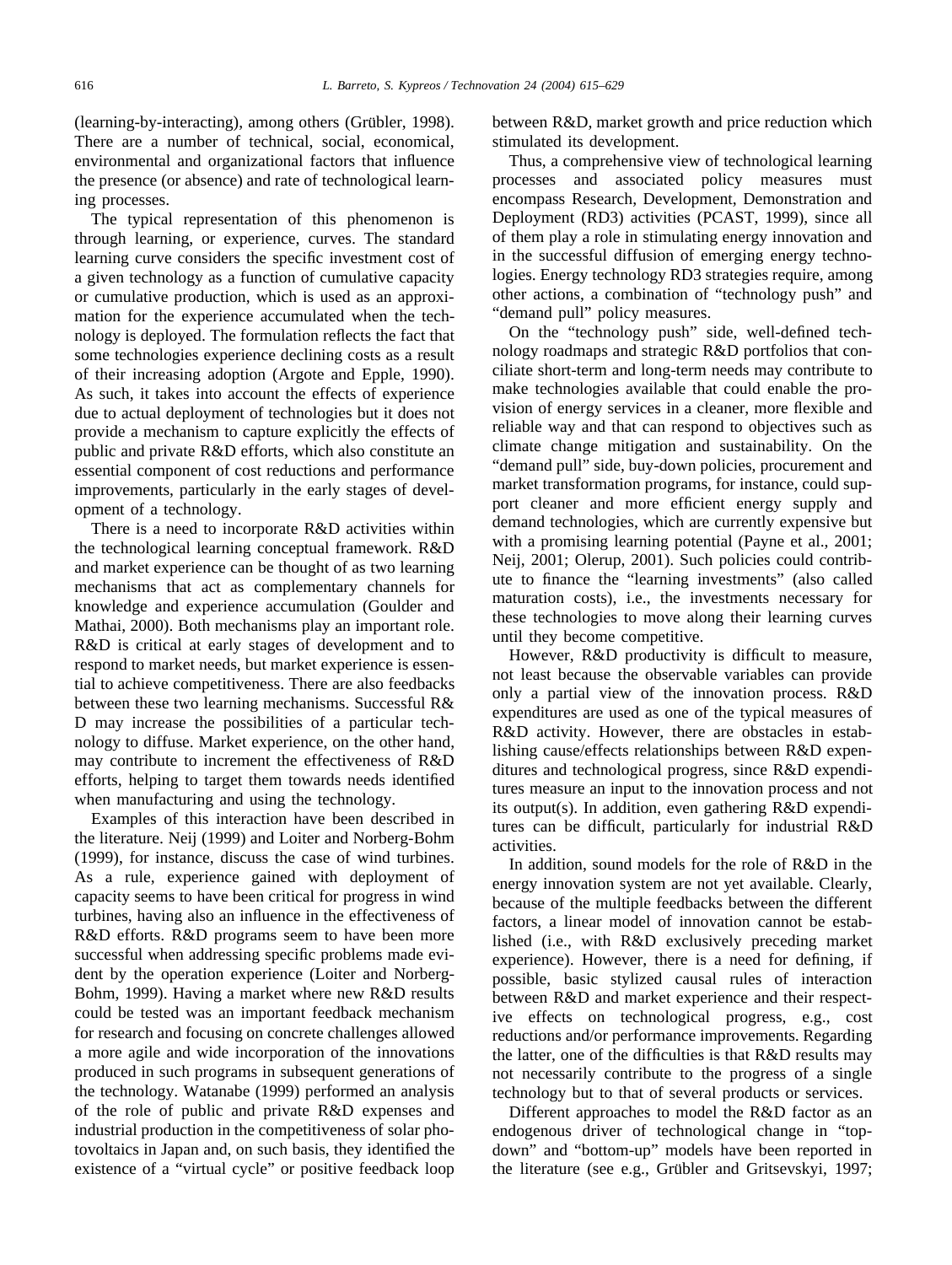(learning-by-interacting), among others (Grübler, 1998). There are a number of technical, social, economical, environmental and organizational factors that influence the presence (or absence) and rate of technological learning processes.

The typical representation of this phenomenon is through learning, or experience, curves. The standard learning curve considers the specific investment cost of a given technology as a function of cumulative capacity or cumulative production, which is used as an approximation for the experience accumulated when the technology is deployed. The formulation reflects the fact that some technologies experience declining costs as a result of their increasing adoption (Argote and Epple, 1990). As such, it takes into account the effects of experience due to actual deployment of technologies but it does not provide a mechanism to capture explicitly the effects of public and private R&D efforts, which also constitute an essential component of cost reductions and performance improvements, particularly in the early stages of development of a technology.

There is a need to incorporate R&D activities within the technological learning conceptual framework. R&D and market experience can be thought of as two learning mechanisms that act as complementary channels for knowledge and experience accumulation (Goulder and Mathai, 2000). Both mechanisms play an important role. R&D is critical at early stages of development and to respond to market needs, but market experience is essential to achieve competitiveness. There are also feedbacks between these two learning mechanisms. Successful R&D may increase the possibilities of a particular technology to diffuse. Market experience, on the other hand, may contribute to increment the effectiveness of R&D efforts, helping to target them towards needs identified when manufacturing and using the technology.

Examples of this interaction have been described in the literature. Neij (1999) and Loiter and Norberg-Bohm (1999), for instance, discuss the case of wind turbines. As a rule, experience gained with deployment of capacity seems to have been critical for progress in wind turbines, having also an influence in the effectiveness of R&D efforts. R&D programs seem to have been more successful when addressing specific problems made evident by the operation experience (Loiter and Norberg-Bohm, 1999). Having a market where new R&D results could be tested was an important feedback mechanism for research and focusing on concrete challenges allowed a more agile and wide incorporation of the innovations produced in such programs in subsequent generations of the technology. Watanabe (1999) performed an analysis of the role of public and private R&D expenses and industrial production in the competitiveness of solar photovoltaics in Japan and, on such basis, they identified the existence of a "virtual cycle" or positive feedback loop between R&D, market growth and price reduction which stimulated its development.

Thus, a comprehensive view of technological learning processes and associated policy measures must encompass Research, Development, Demonstration and Deployment (RD3) activities (PCAST, 1999), since all of them play a role in stimulating energy innovation and in the successful diffusion of emerging energy technologies. Energy technology RD3 strategies require, among other actions, a combination of "technology push" and "demand pull" policy measures.

On the "technology push" side, well-defined technology roadmaps and strategic R&D portfolios that conciliate short-term and long-term needs may contribute to make technologies available that could enable the provision of energy services in a cleaner, more flexible and reliable way and that can respond to objectives such as climate change mitigation and sustainability. On the "demand pull" side, buy-down policies, procurement and market transformation programs, for instance, could support cleaner and more efficient energy supply and demand technologies, which are currently expensive but with a promising learning potential (Payne et al., 2001; Neij, 2001; Olerup, 2001). Such policies could contribute to finance the "learning investments" (also called maturation costs), i.e., the investments necessary for these technologies to move along their learning curves until they become competitive.

However, R&D productivity is difficult to measure, not least because the observable variables can provide only a partial view of the innovation process. R&D expenditures are used as one of the typical measures of R&D activity. However, there are obstacles in establishing cause/effects relationships between R&D expenditures and technological progress, since R&D expenditures measure an input to the innovation process and not its output(s). In addition, even gathering R&D expenditures can be difficult, particularly for industrial R&D activities.

In addition, sound models for the role of R&D in the energy innovation system are not yet available. Clearly, because of the multiple feedbacks between the different factors, a linear model of innovation cannot be established (i.e., with R&D exclusively preceding market experience). However, there is a need for defining, if possible, basic stylized causal rules of interaction between R&D and market experience and their respective effects on technological progress, e.g., cost reductions and/or performance improvements. Regarding the latter, one of the difficulties is that R&D results may not necessarily contribute to the progress of a single technology but to that of several products or services.

Different approaches to model the R&D factor as an endogenous driver of technological change in "top-down" and "bottom-up" models have been reported in the literature (see e.g., Grübler and Gritsevskyi, 1997;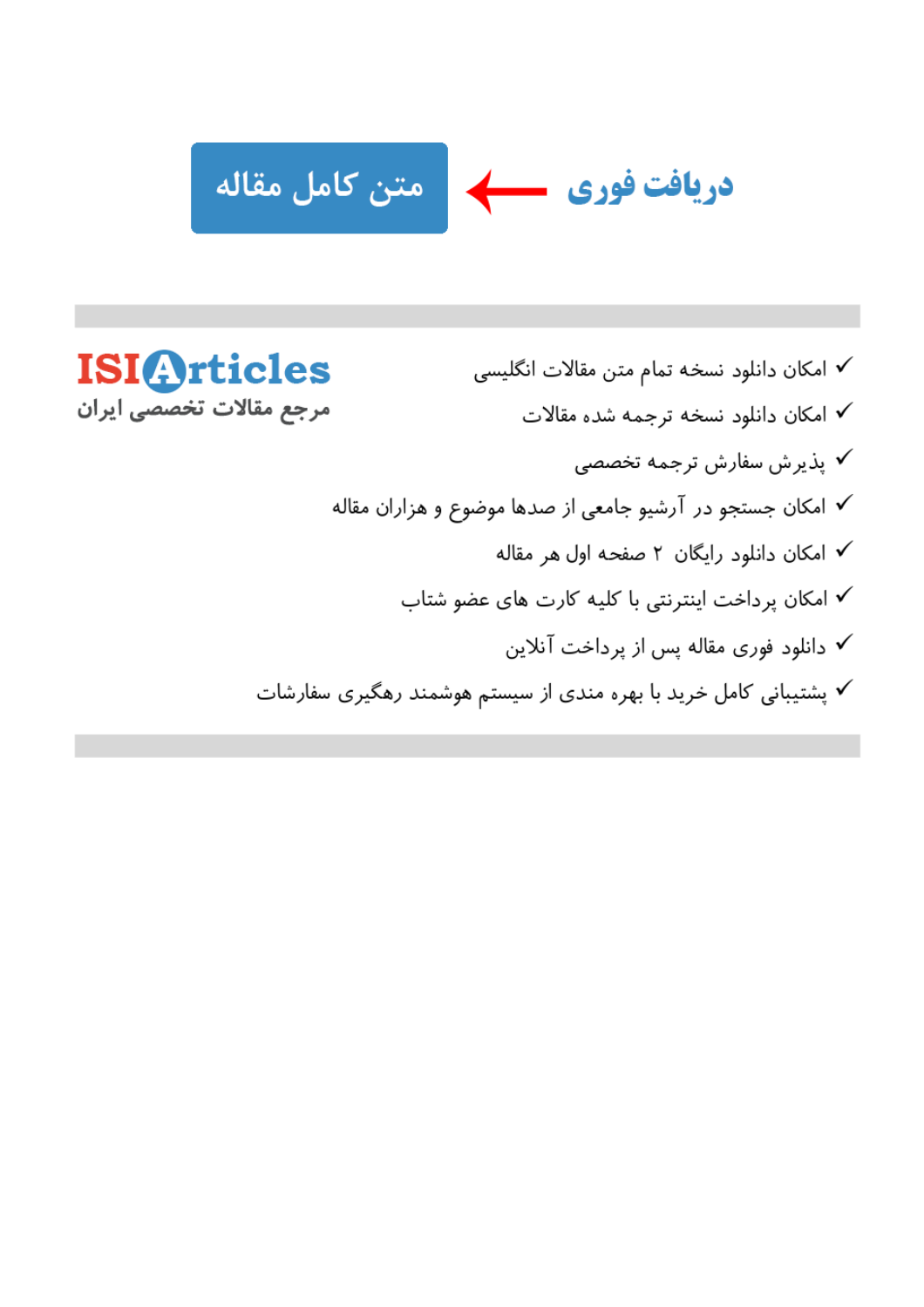دریافت فوری ← متن کامل مقاله

**ISIArticles**
مرجع مقالات تخصصی ایران

- ✓ امکان دانلود نسخه تمام متن مقالات انگلیسی
- ✓ امکان دانلود نسخه ترجمه شده مقالات
- ✓ پذیرش سفارش ترجمه تخصصی
- ✓ امکان جستجو در آرشیو جامعی از صدها موضوع و هزاران مقاله
- ✓ امکان دانلود رایگان ۲ صفحه اول هر مقاله
- ✓ امکان پرداخت اینترنتی با کلیه کارت های عضو شتاب
- ✓ دانلود فوری مقاله پس از پرداخت آنلاین
- ✓ پشتیبانی کامل خرید با بهره مندی از سیستم هوشمند رهگیری سفارشات